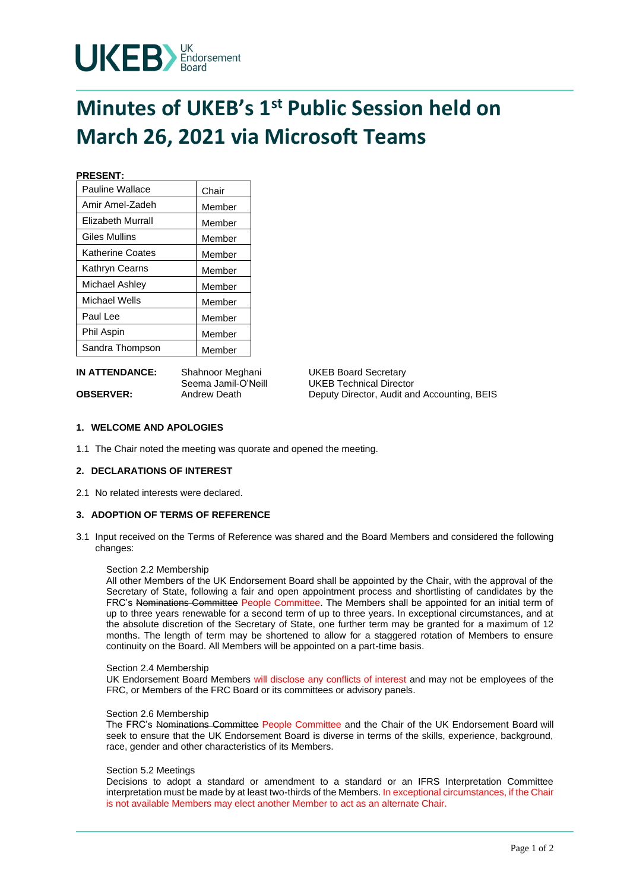UKEB UK Endorsement Board

# Minutes of UKEB's 1st Public Session held on March 26, 2021 via Microsoft Teams

**PRESENT:**

| | |
|---|---|
| Pauline Wallace | Chair |
| Amir Amel-Zadeh | Member |
| Elizabeth Murrall | Member |
| Giles Mullins | Member |
| Katherine Coates | Member |
| Kathryn Cearns | Member |
| Michael Ashley | Member |
| Michael Wells | Member |
| Paul Lee | Member |
| Phil Aspin | Member |
| Sandra Thompson | Member |

| | | |
|---|---|---|
| **IN ATTENDANCE:** | Shahnoor Meghani | UKEB Board Secretary |
| | Seema Jamil-O'Neill | UKEB Technical Director |
| **OBSERVER:** | Andrew Death | Deputy Director, Audit and Accounting, BEIS |

**1. WELCOME AND APOLOGIES**

1.1 The Chair noted the meeting was quorate and opened the meeting.

**2. DECLARATIONS OF INTEREST**

2.1 No related interests were declared.

**3. ADOPTION OF TERMS OF REFERENCE**

3.1 Input received on the Terms of Reference was shared and the Board Members and considered the following changes:

Section 2.2 Membership
All other Members of the UK Endorsement Board shall be appointed by the Chair, with the approval of the Secretary of State, following a fair and open appointment process and shortlisting of candidates by the FRC's ~~Nominations Committee~~ People Committee. The Members shall be appointed for an initial term of up to three years renewable for a second term of up to three years. In exceptional circumstances, and at the absolute discretion of the Secretary of State, one further term may be granted for a maximum of 12 months. The length of term may be shortened to allow for a staggered rotation of Members to ensure continuity on the Board. All Members will be appointed on a part-time basis.

Section 2.4 Membership
UK Endorsement Board Members will disclose any conflicts of interest and may not be employees of the FRC, or Members of the FRC Board or its committees or advisory panels.

Section 2.6 Membership
The FRC's ~~Nominations Committee~~ People Committee and the Chair of the UK Endorsement Board will seek to ensure that the UK Endorsement Board is diverse in terms of the skills, experience, background, race, gender and other characteristics of its Members.

Section 5.2 Meetings
Decisions to adopt a standard or amendment to a standard or an IFRS Interpretation Committee interpretation must be made by at least two-thirds of the Members. In exceptional circumstances, if the Chair is not available Members may elect another Member to act as an alternate Chair.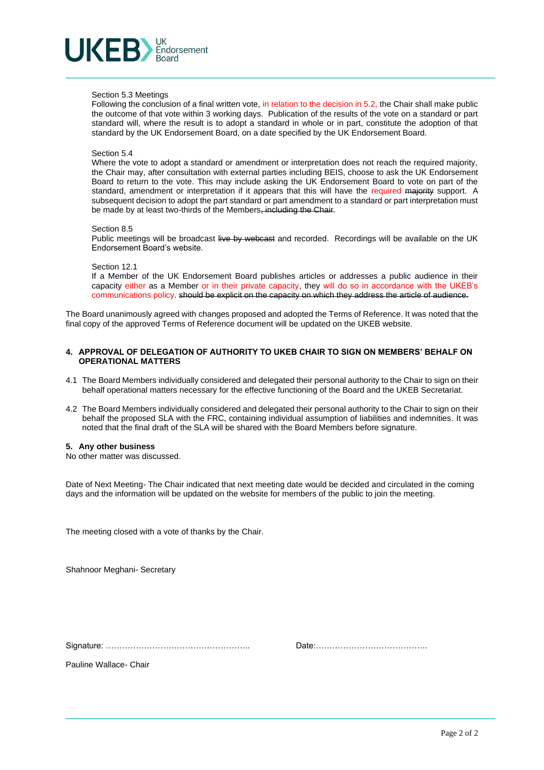Section 5.3 Meetings
Following the conclusion of a final written vote, in relation to the decision in 5.2, the Chair shall make public the outcome of that vote within 3 working days. Publication of the results of the vote on a standard or part standard will, where the result is to adopt a standard in whole or in part, constitute the adoption of that standard by the UK Endorsement Board, on a date specified by the UK Endorsement Board.

Section 5.4
Where the vote to adopt a standard or amendment or interpretation does not reach the required majority, the Chair may, after consultation with external parties including BEIS, choose to ask the UK Endorsement Board to return to the vote. This may include asking the UK Endorsement Board to vote on part of the standard, amendment or interpretation if it appears that this will have the required ~~majority~~ support. A subsequent decision to adopt the part standard or part amendment to a standard or part interpretation must be made by at least two-thirds of the Members~~, including the Chair~~.

Section 8.5
Public meetings will be broadcast ~~live by webcast~~ and recorded. Recordings will be available on the UK Endorsement Board's website.

Section 12.1
If a Member of the UK Endorsement Board publishes articles or addresses a public audience in their capacity either as a Member or in their private capacity, they will do so in accordance with the UKEB's communications policy. ~~should be explicit on the capacity on which they address the article of audience.~~

The Board unanimously agreed with changes proposed and adopted the Terms of Reference. It was noted that the final copy of the approved Terms of Reference document will be updated on the UKEB website.

## 4. APPROVAL OF DELEGATION OF AUTHORITY TO UKEB CHAIR TO SIGN ON MEMBERS' BEHALF ON OPERATIONAL MATTERS

4.1 The Board Members individually considered and delegated their personal authority to the Chair to sign on their behalf operational matters necessary for the effective functioning of the Board and the UKEB Secretariat.

4.2 The Board Members individually considered and delegated their personal authority to the Chair to sign on their behalf the proposed SLA with the FRC, containing individual assumption of liabilities and indemnities. It was noted that the final draft of the SLA will be shared with the Board Members before signature.

## 5. Any other business

No other matter was discussed.

Date of Next Meeting- The Chair indicated that next meeting date would be decided and circulated in the coming days and the information will be updated on the website for members of the public to join the meeting.

The meeting closed with a vote of thanks by the Chair.

Shahnoor Meghani- Secretary

Signature: …………………………………………….. Date:…………………………………..

Pauline Wallace- Chair